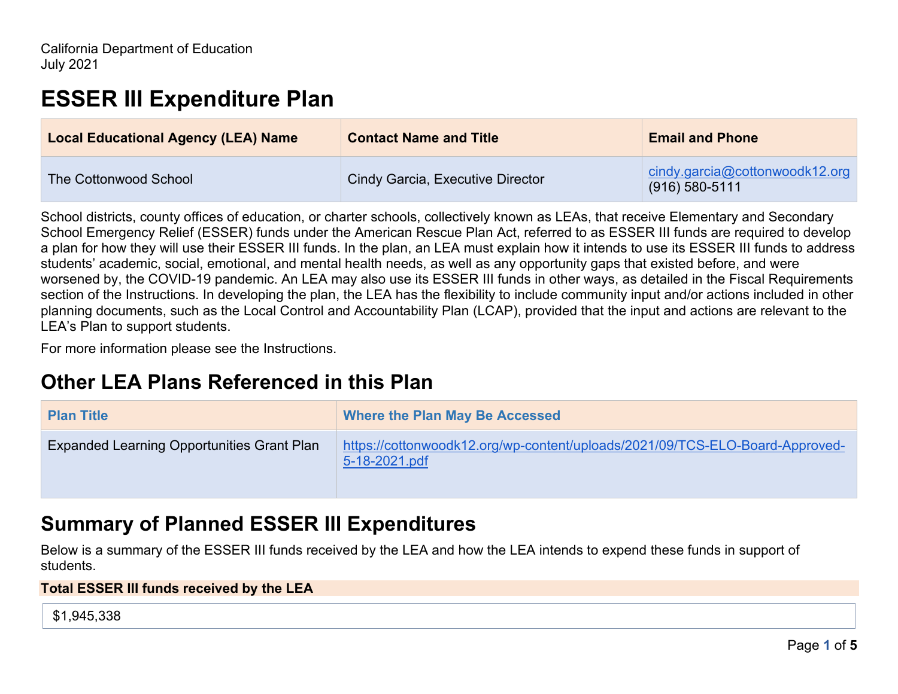California Department of Education
July 2021

# ESSER III Expenditure Plan

| Local Educational Agency (LEA) Name | Contact Name and Title | Email and Phone |
| --- | --- | --- |
| The Cottonwood School | Cindy Garcia, Executive Director | cindy.garcia@cottonwoodk12.org (916) 580-5111 |

School districts, county offices of education, or charter schools, collectively known as LEAs, that receive Elementary and Secondary School Emergency Relief (ESSER) funds under the American Rescue Plan Act, referred to as ESSER III funds are required to develop a plan for how they will use their ESSER III funds. In the plan, an LEA must explain how it intends to use its ESSER III funds to address students' academic, social, emotional, and mental health needs, as well as any opportunity gaps that existed before, and were worsened by, the COVID-19 pandemic. An LEA may also use its ESSER III funds in other ways, as detailed in the Fiscal Requirements section of the Instructions. In developing the plan, the LEA has the flexibility to include community input and/or actions included in other planning documents, such as the Local Control and Accountability Plan (LCAP), provided that the input and actions are relevant to the LEA's Plan to support students.

For more information please see the Instructions.

## Other LEA Plans Referenced in this Plan

| Plan Title | Where the Plan May Be Accessed |
| --- | --- |
| Expanded Learning Opportunities Grant Plan | https://cottonwoodk12.org/wp-content/uploads/2021/09/TCS-ELO-Board-Approved-5-18-2021.pdf |

## Summary of Planned ESSER III Expenditures

Below is a summary of the ESSER III funds received by the LEA and how the LEA intends to expend these funds in support of students.

| Total ESSER III funds received by the LEA |
| --- |
| $1,945,338 |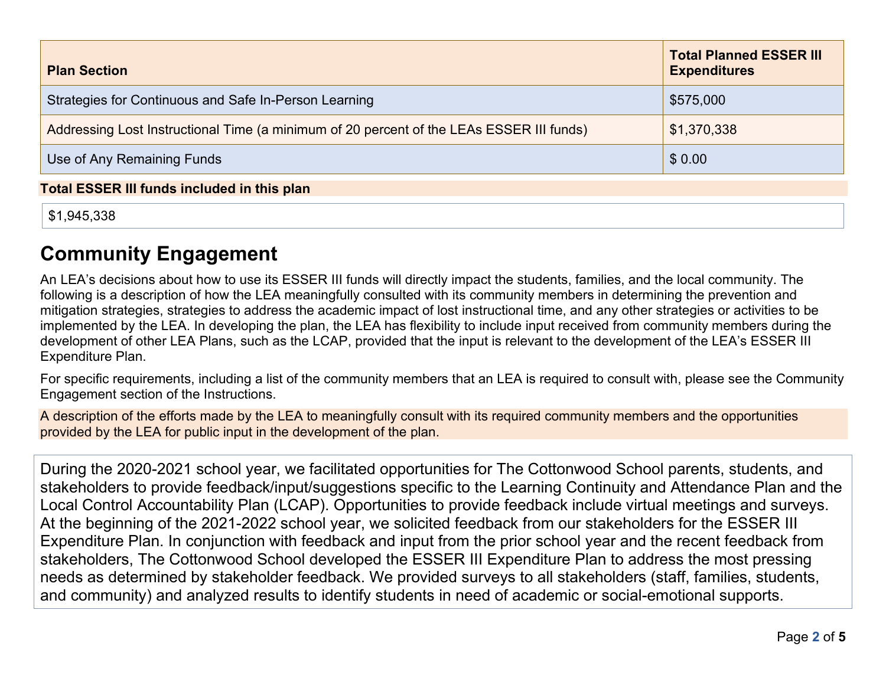| Plan Section | Total Planned ESSER III Expenditures |
|---|---|
| Strategies for Continuous and Safe In-Person Learning | $575,000 |
| Addressing Lost Instructional Time (a minimum of 20 percent of the LEAs ESSER III funds) | $1,370,338 |
| Use of Any Remaining Funds | $ 0.00 |

**Total ESSER III funds included in this plan**

$1,945,338

## Community Engagement

An LEA's decisions about how to use its ESSER III funds will directly impact the students, families, and the local community. The following is a description of how the LEA meaningfully consulted with its community members in determining the prevention and mitigation strategies, strategies to address the academic impact of lost instructional time, and any other strategies or activities to be implemented by the LEA. In developing the plan, the LEA has flexibility to include input received from community members during the development of other LEA Plans, such as the LCAP, provided that the input is relevant to the development of the LEA's ESSER III Expenditure Plan.

For specific requirements, including a list of the community members that an LEA is required to consult with, please see the Community Engagement section of the Instructions.

A description of the efforts made by the LEA to meaningfully consult with its required community members and the opportunities provided by the LEA for public input in the development of the plan.

During the 2020-2021 school year, we facilitated opportunities for The Cottonwood School parents, students, and stakeholders to provide feedback/input/suggestions specific to the Learning Continuity and Attendance Plan and the Local Control Accountability Plan (LCAP). Opportunities to provide feedback include virtual meetings and surveys. At the beginning of the 2021-2022 school year, we solicited feedback from our stakeholders for the ESSER III Expenditure Plan. In conjunction with feedback and input from the prior school year and the recent feedback from stakeholders, The Cottonwood School developed the ESSER III Expenditure Plan to address the most pressing needs as determined by stakeholder feedback. We provided surveys to all stakeholders (staff, families, students, and community) and analyzed results to identify students in need of academic or social-emotional supports.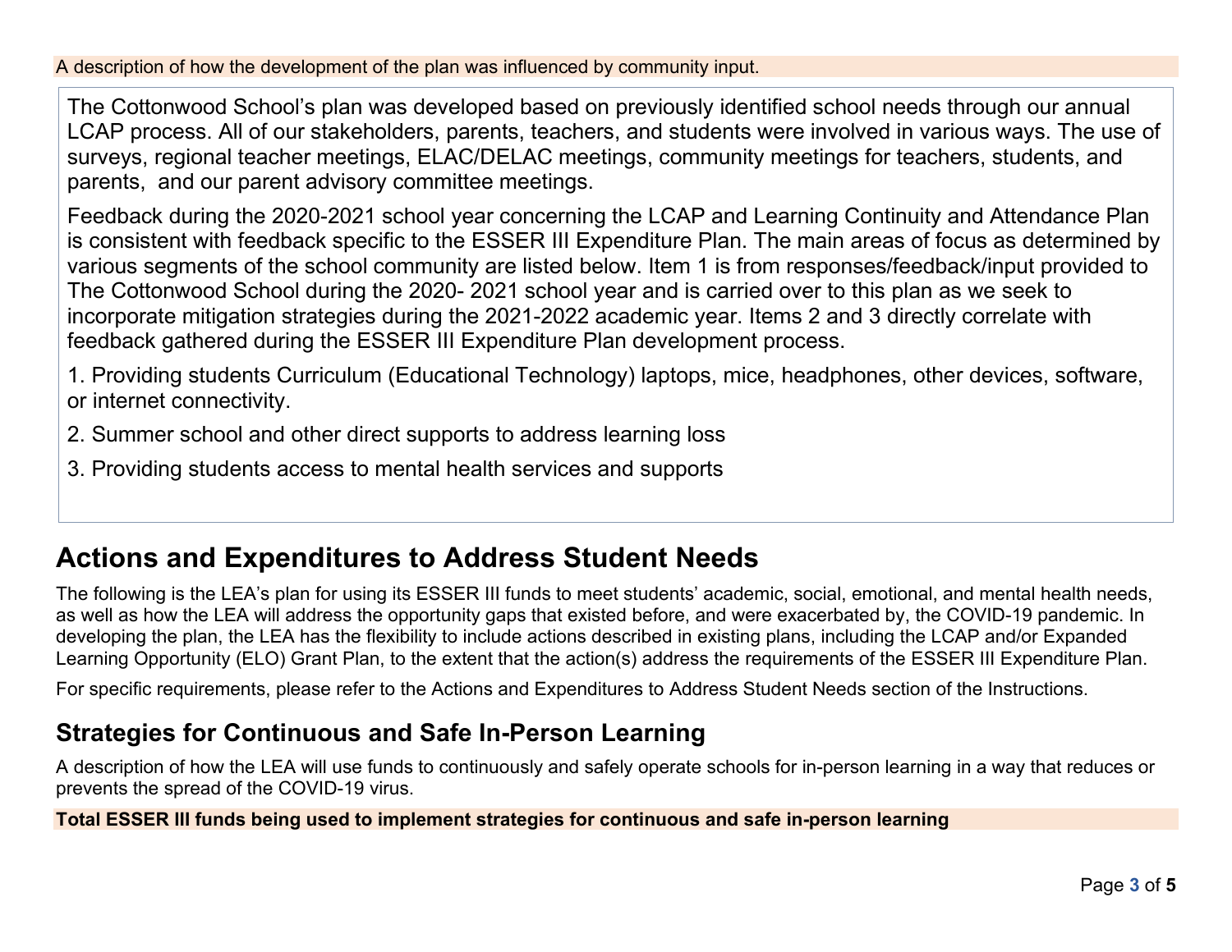A description of how the development of the plan was influenced by community input.

The Cottonwood School's plan was developed based on previously identified school needs through our annual LCAP process. All of our stakeholders, parents, teachers, and students were involved in various ways. The use of surveys, regional teacher meetings, ELAC/DELAC meetings, community meetings for teachers, students, and parents, and our parent advisory committee meetings.

Feedback during the 2020-2021 school year concerning the LCAP and Learning Continuity and Attendance Plan is consistent with feedback specific to the ESSER III Expenditure Plan. The main areas of focus as determined by various segments of the school community are listed below. Item 1 is from responses/feedback/input provided to The Cottonwood School during the 2020- 2021 school year and is carried over to this plan as we seek to incorporate mitigation strategies during the 2021-2022 academic year. Items 2 and 3 directly correlate with feedback gathered during the ESSER III Expenditure Plan development process.

1. Providing students Curriculum (Educational Technology) laptops, mice, headphones, other devices, software, or internet connectivity.
2. Summer school and other direct supports to address learning loss
3. Providing students access to mental health services and supports

# Actions and Expenditures to Address Student Needs

The following is the LEA's plan for using its ESSER III funds to meet students' academic, social, emotional, and mental health needs, as well as how the LEA will address the opportunity gaps that existed before, and were exacerbated by, the COVID-19 pandemic. In developing the plan, the LEA has the flexibility to include actions described in existing plans, including the LCAP and/or Expanded Learning Opportunity (ELO) Grant Plan, to the extent that the action(s) address the requirements of the ESSER III Expenditure Plan.

For specific requirements, please refer to the Actions and Expenditures to Address Student Needs section of the Instructions.

## Strategies for Continuous and Safe In-Person Learning

A description of how the LEA will use funds to continuously and safely operate schools for in-person learning in a way that reduces or prevents the spread of the COVID-19 virus.

**Total ESSER III funds being used to implement strategies for continuous and safe in-person learning**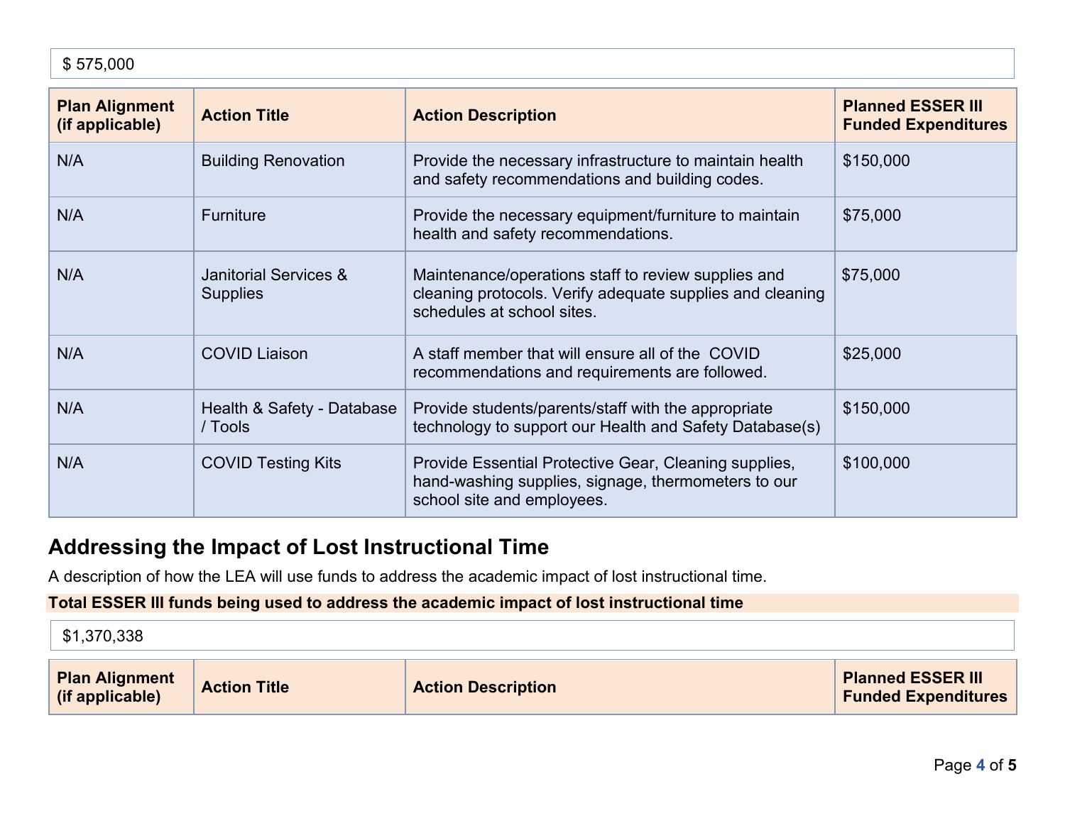$ 575,000

| Plan Alignment (if applicable) | Action Title | Action Description | Planned ESSER III Funded Expenditures |
|---|---|---|---|
| N/A | Building Renovation | Provide the necessary infrastructure to maintain health and safety recommendations and building codes. | $150,000 |
| N/A | Furniture | Provide the necessary equipment/furniture to maintain health and safety recommendations. | $75,000 |
| N/A | Janitorial Services & Supplies | Maintenance/operations staff to review supplies and cleaning protocols. Verify adequate supplies and cleaning schedules at school sites. | $75,000 |
| N/A | COVID Liaison | A staff member that will ensure all of the COVID recommendations and requirements are followed. | $25,000 |
| N/A | Health & Safety - Database / Tools | Provide students/parents/staff with the appropriate technology to support our Health and Safety Database(s) | $150,000 |
| N/A | COVID Testing Kits | Provide Essential Protective Gear, Cleaning supplies, hand-washing supplies, signage, thermometers to our school site and employees. | $100,000 |

## Addressing the Impact of Lost Instructional Time

A description of how the LEA will use funds to address the academic impact of lost instructional time.

**Total ESSER III funds being used to address the academic impact of lost instructional time**

$1,370,338

| Plan Alignment (if applicable) | Action Title | Action Description | Planned ESSER III Funded Expenditures |
|---|---|---|---|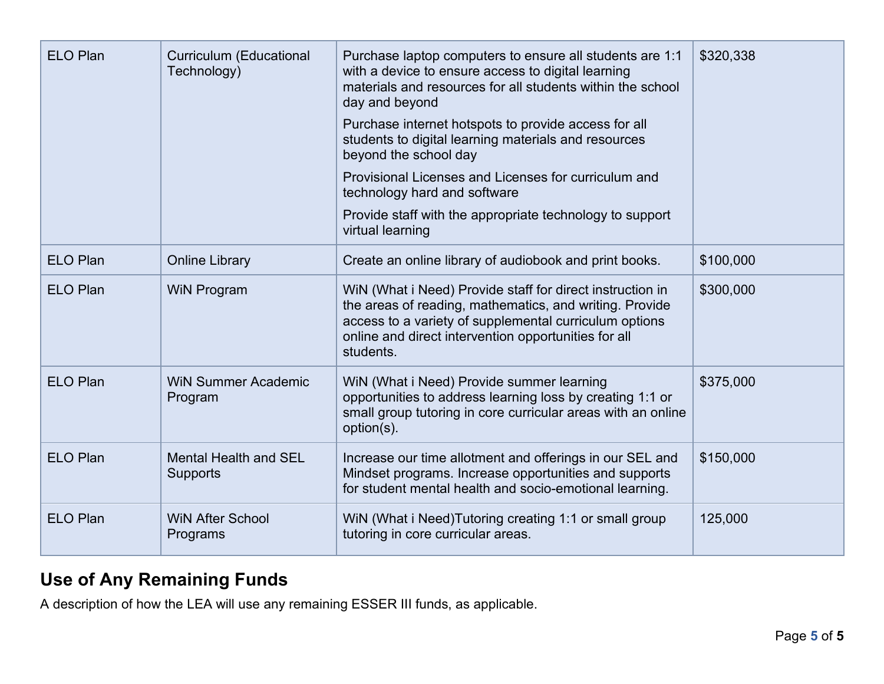| ELO Plan | Curriculum (Educational Technology) | Purchase laptop computers to ensure all students are 1:1 with a device to ensure access to digital learning materials and resources for all students within the school day and beyond<br><br>Purchase internet hotspots to provide access for all students to digital learning materials and resources beyond the school day<br><br>Provisional Licenses and Licenses for curriculum and technology hard and software<br><br>Provide staff with the appropriate technology to support virtual learning | $320,338 |
|---|---|---|---|
| ELO Plan | Online Library | Create an online library of audiobook and print books. | $100,000 |
| ELO Plan | WiN Program | WiN (What i Need) Provide staff for direct instruction in the areas of reading, mathematics, and writing. Provide access to a variety of supplemental curriculum options online and direct intervention opportunities for all students. | $300,000 |
| ELO Plan | WiN Summer Academic Program | WiN (What i Need) Provide summer learning opportunities to address learning loss by creating 1:1 or small group tutoring in core curricular areas with an online option(s). | $375,000 |
| ELO Plan | Mental Health and SEL Supports | Increase our time allotment and offerings in our SEL and Mindset programs. Increase opportunities and supports for student mental health and socio-emotional learning. | $150,000 |
| ELO Plan | WiN After School Programs | WiN (What i Need)Tutoring creating 1:1 or small group tutoring in core curricular areas. | 125,000 |

## Use of Any Remaining Funds

A description of how the LEA will use any remaining ESSER III funds, as applicable.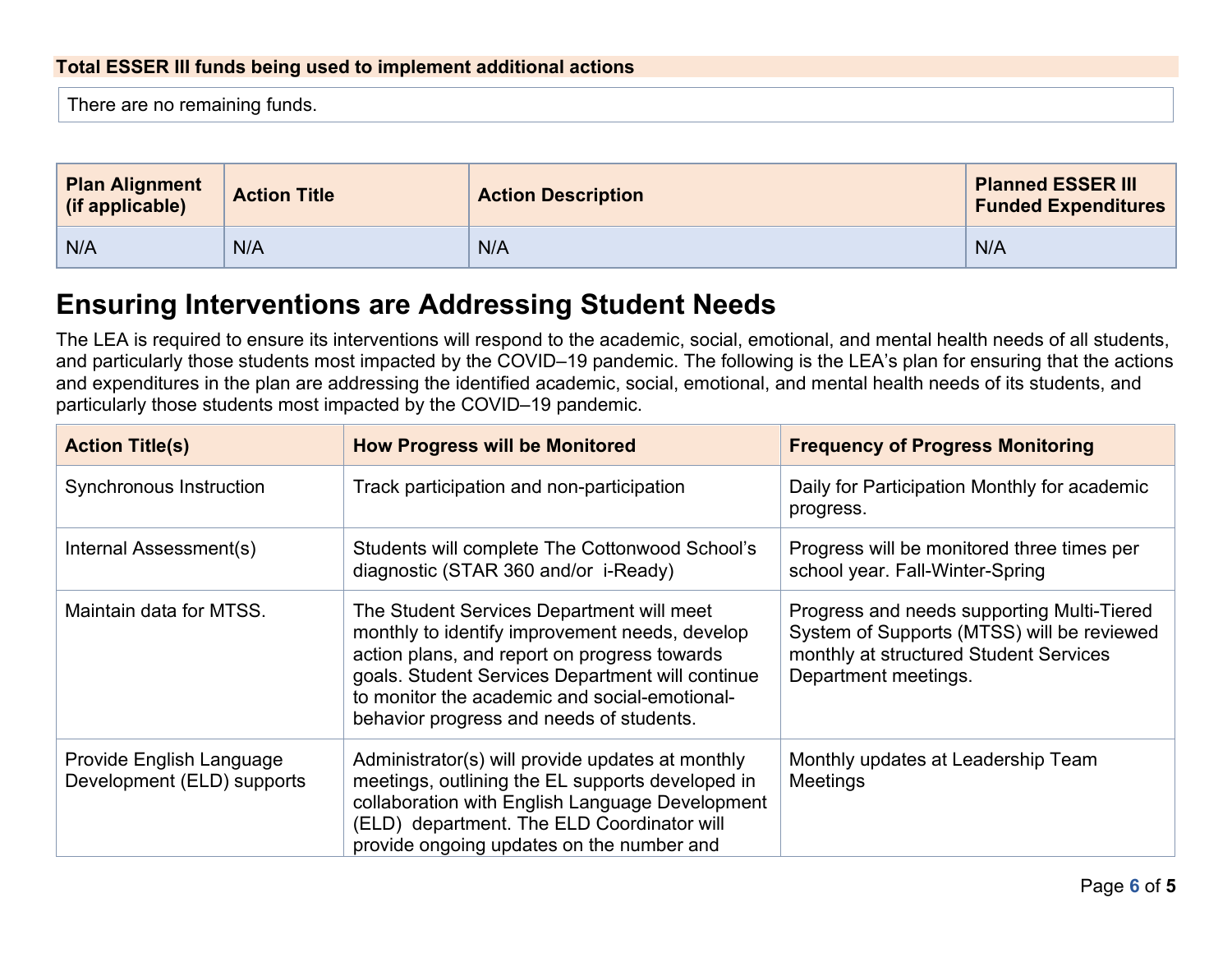**Total ESSER III funds being used to implement additional actions**

There are no remaining funds.

| Plan Alignment (if applicable) | Action Title | Action Description | Planned ESSER III Funded Expenditures |
|---|---|---|---|
| N/A | N/A | N/A | N/A |

## Ensuring Interventions are Addressing Student Needs

The LEA is required to ensure its interventions will respond to the academic, social, emotional, and mental health needs of all students, and particularly those students most impacted by the COVID–19 pandemic. The following is the LEA's plan for ensuring that the actions and expenditures in the plan are addressing the identified academic, social, emotional, and mental health needs of its students, and particularly those students most impacted by the COVID–19 pandemic.

| Action Title(s) | How Progress will be Monitored | Frequency of Progress Monitoring |
|---|---|---|
| Synchronous Instruction | Track participation and non-participation | Daily for Participation Monthly for academic progress. |
| Internal Assessment(s) | Students will complete The Cottonwood School's diagnostic (STAR 360 and/or i-Ready) | Progress will be monitored three times per school year. Fall-Winter-Spring |
| Maintain data for MTSS. | The Student Services Department will meet monthly to identify improvement needs, develop action plans, and report on progress towards goals. Student Services Department will continue to monitor the academic and social-emotional-behavior progress and needs of students. | Progress and needs supporting Multi-Tiered System of Supports (MTSS) will be reviewed monthly at structured Student Services Department meetings. |
| Provide English Language Development (ELD) supports | Administrator(s) will provide updates at monthly meetings, outlining the EL supports developed in collaboration with English Language Development (ELD) department. The ELD Coordinator will provide ongoing updates on the number and | Monthly updates at Leadership Team Meetings |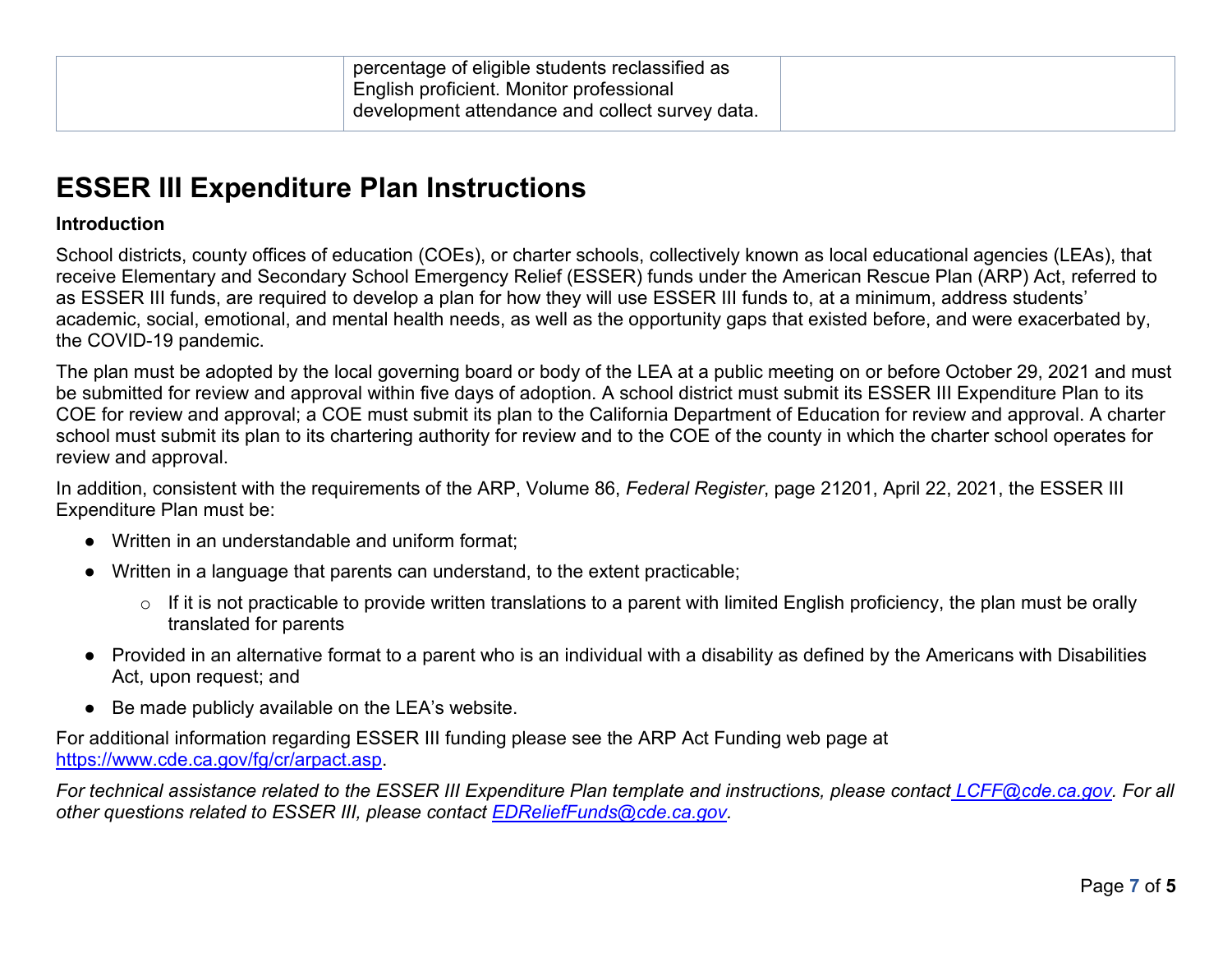|  | percentage of eligible students reclassified as English proficient. Monitor professional development attendance and collect survey data. |  |
|---|---|---|

# ESSER III Expenditure Plan Instructions

**Introduction**

School districts, county offices of education (COEs), or charter schools, collectively known as local educational agencies (LEAs), that receive Elementary and Secondary School Emergency Relief (ESSER) funds under the American Rescue Plan (ARP) Act, referred to as ESSER III funds, are required to develop a plan for how they will use ESSER III funds to, at a minimum, address students' academic, social, emotional, and mental health needs, as well as the opportunity gaps that existed before, and were exacerbated by, the COVID-19 pandemic.

The plan must be adopted by the local governing board or body of the LEA at a public meeting on or before October 29, 2021 and must be submitted for review and approval within five days of adoption. A school district must submit its ESSER III Expenditure Plan to its COE for review and approval; a COE must submit its plan to the California Department of Education for review and approval. A charter school must submit its plan to its chartering authority for review and to the COE of the county in which the charter school operates for review and approval.

In addition, consistent with the requirements of the ARP, Volume 86, *Federal Register*, page 21201, April 22, 2021, the ESSER III Expenditure Plan must be:

- Written in an understandable and uniform format;
- Written in a language that parents can understand, to the extent practicable;
  - If it is not practicable to provide written translations to a parent with limited English proficiency, the plan must be orally translated for parents
- Provided in an alternative format to a parent who is an individual with a disability as defined by the Americans with Disabilities Act, upon request; and
- Be made publicly available on the LEA's website.

For additional information regarding ESSER III funding please see the ARP Act Funding web page at https://www.cde.ca.gov/fg/cr/arpact.asp.

*For technical assistance related to the ESSER III Expenditure Plan template and instructions, please contact LCFF@cde.ca.gov. For all other questions related to ESSER III, please contact EDReliefFunds@cde.ca.gov.*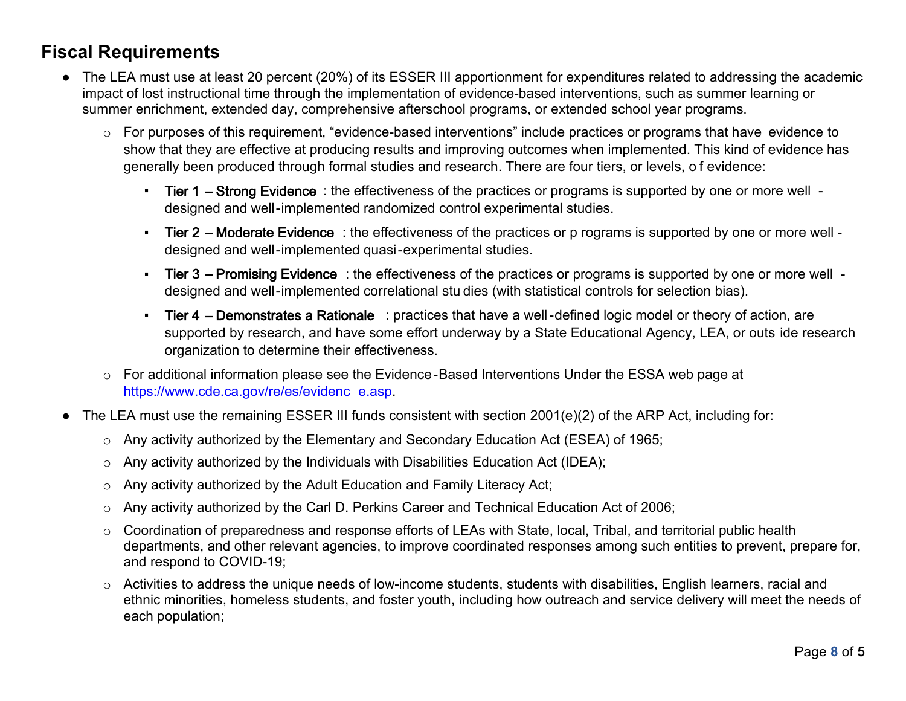## Fiscal Requirements

- The LEA must use at least 20 percent (20%) of its ESSER III apportionment for expenditures related to addressing the academic impact of lost instructional time through the implementation of evidence-based interventions, such as summer learning or summer enrichment, extended day, comprehensive afterschool programs, or extended school year programs.
  - For purposes of this requirement, "evidence-based interventions" include practices or programs that have evidence to show that they are effective at producing results and improving outcomes when implemented. This kind of evidence has generally been produced through formal studies and research. There are four tiers, or levels, of evidence:
    - **Tier 1 – Strong Evidence**: the effectiveness of the practices or programs is supported by one or more well-designed and well-implemented randomized control experimental studies.
    - **Tier 2 – Moderate Evidence**: the effectiveness of the practices or programs is supported by one or more well-designed and well-implemented quasi-experimental studies.
    - **Tier 3 – Promising Evidence**: the effectiveness of the practices or programs is supported by one or more well-designed and well-implemented correlational studies (with statistical controls for selection bias).
    - **Tier 4 – Demonstrates a Rationale**: practices that have a well-defined logic model or theory of action, are supported by research, and have some effort underway by a State Educational Agency, LEA, or outside research organization to determine their effectiveness.
  - For additional information please see the Evidence-Based Interventions Under the ESSA web page at [https://www.cde.ca.gov/re/es/evidence.asp](https://www.cde.ca.gov/re/es/evidence.asp).
- The LEA must use the remaining ESSER III funds consistent with section 2001(e)(2) of the ARP Act, including for:
  - Any activity authorized by the Elementary and Secondary Education Act (ESEA) of 1965;
  - Any activity authorized by the Individuals with Disabilities Education Act (IDEA);
  - Any activity authorized by the Adult Education and Family Literacy Act;
  - Any activity authorized by the Carl D. Perkins Career and Technical Education Act of 2006;
  - Coordination of preparedness and response efforts of LEAs with State, local, Tribal, and territorial public health departments, and other relevant agencies, to improve coordinated responses among such entities to prevent, prepare for, and respond to COVID-19;
  - Activities to address the unique needs of low-income students, students with disabilities, English learners, racial and ethnic minorities, homeless students, and foster youth, including how outreach and service delivery will meet the needs of each population;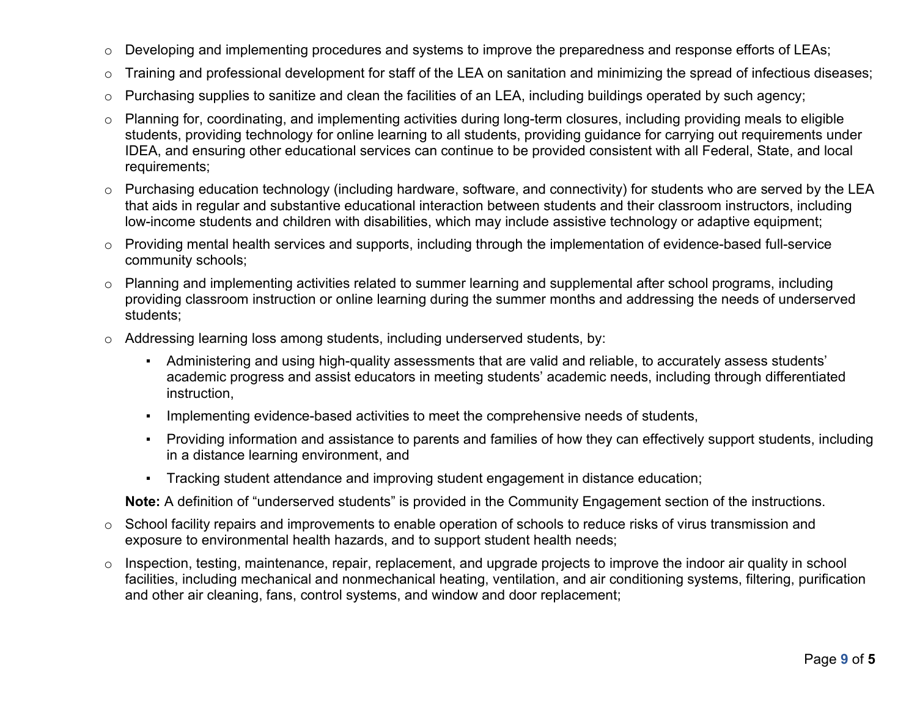- Developing and implementing procedures and systems to improve the preparedness and response efforts of LEAs;
- Training and professional development for staff of the LEA on sanitation and minimizing the spread of infectious diseases;
- Purchasing supplies to sanitize and clean the facilities of an LEA, including buildings operated by such agency;
- Planning for, coordinating, and implementing activities during long-term closures, including providing meals to eligible students, providing technology for online learning to all students, providing guidance for carrying out requirements under IDEA, and ensuring other educational services can continue to be provided consistent with all Federal, State, and local requirements;
- Purchasing education technology (including hardware, software, and connectivity) for students who are served by the LEA that aids in regular and substantive educational interaction between students and their classroom instructors, including low-income students and children with disabilities, which may include assistive technology or adaptive equipment;
- Providing mental health services and supports, including through the implementation of evidence-based full-service community schools;
- Planning and implementing activities related to summer learning and supplemental after school programs, including providing classroom instruction or online learning during the summer months and addressing the needs of underserved students;
- Addressing learning loss among students, including underserved students, by:
  - Administering and using high-quality assessments that are valid and reliable, to accurately assess students' academic progress and assist educators in meeting students' academic needs, including through differentiated instruction,
  - Implementing evidence-based activities to meet the comprehensive needs of students,
  - Providing information and assistance to parents and families of how they can effectively support students, including in a distance learning environment, and
  - Tracking student attendance and improving student engagement in distance education;

  **Note:** A definition of "underserved students" is provided in the Community Engagement section of the instructions.
- School facility repairs and improvements to enable operation of schools to reduce risks of virus transmission and exposure to environmental health hazards, and to support student health needs;
- Inspection, testing, maintenance, repair, replacement, and upgrade projects to improve the indoor air quality in school facilities, including mechanical and nonmechanical heating, ventilation, and air conditioning systems, filtering, purification and other air cleaning, fans, control systems, and window and door replacement;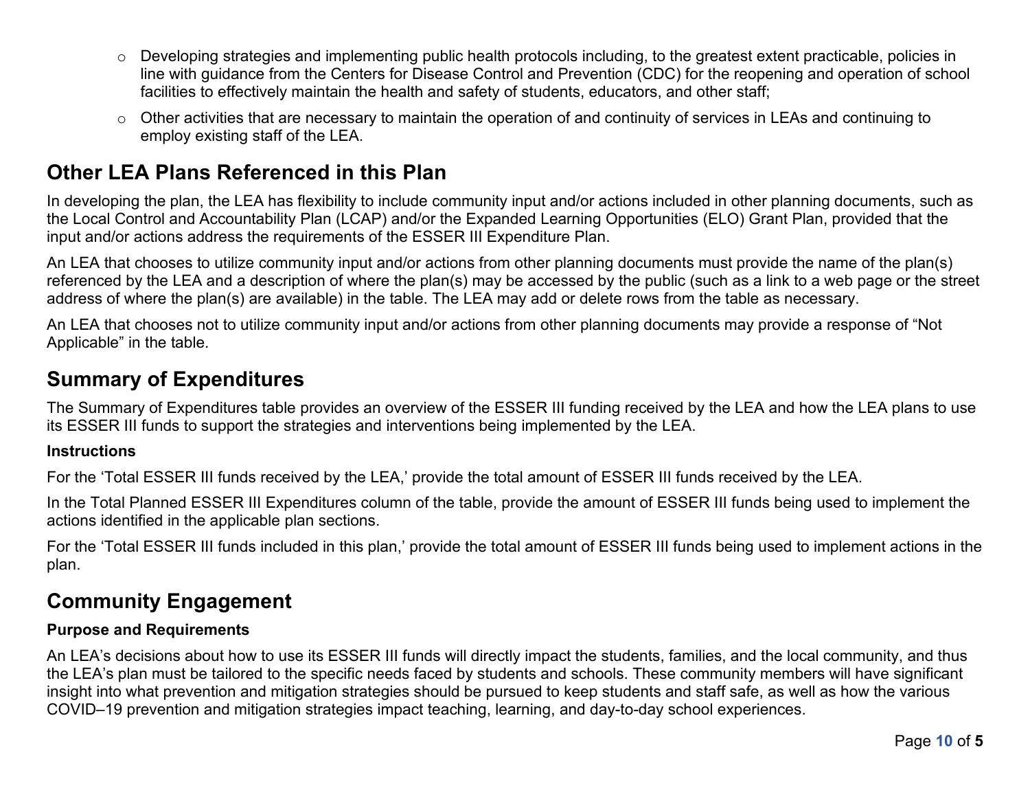- Developing strategies and implementing public health protocols including, to the greatest extent practicable, policies in line with guidance from the Centers for Disease Control and Prevention (CDC) for the reopening and operation of school facilities to effectively maintain the health and safety of students, educators, and other staff;
- Other activities that are necessary to maintain the operation of and continuity of services in LEAs and continuing to employ existing staff of the LEA.

## Other LEA Plans Referenced in this Plan

In developing the plan, the LEA has flexibility to include community input and/or actions included in other planning documents, such as the Local Control and Accountability Plan (LCAP) and/or the Expanded Learning Opportunities (ELO) Grant Plan, provided that the input and/or actions address the requirements of the ESSER III Expenditure Plan.

An LEA that chooses to utilize community input and/or actions from other planning documents must provide the name of the plan(s) referenced by the LEA and a description of where the plan(s) may be accessed by the public (such as a link to a web page or the street address of where the plan(s) are available) in the table. The LEA may add or delete rows from the table as necessary.

An LEA that chooses not to utilize community input and/or actions from other planning documents may provide a response of "Not Applicable" in the table.

## Summary of Expenditures

The Summary of Expenditures table provides an overview of the ESSER III funding received by the LEA and how the LEA plans to use its ESSER III funds to support the strategies and interventions being implemented by the LEA.

### Instructions

For the 'Total ESSER III funds received by the LEA,' provide the total amount of ESSER III funds received by the LEA.

In the Total Planned ESSER III Expenditures column of the table, provide the amount of ESSER III funds being used to implement the actions identified in the applicable plan sections.

For the 'Total ESSER III funds included in this plan,' provide the total amount of ESSER III funds being used to implement actions in the plan.

## Community Engagement

### Purpose and Requirements

An LEA's decisions about how to use its ESSER III funds will directly impact the students, families, and the local community, and thus the LEA's plan must be tailored to the specific needs faced by students and schools. These community members will have significant insight into what prevention and mitigation strategies should be pursued to keep students and staff safe, as well as how the various COVID–19 prevention and mitigation strategies impact teaching, learning, and day-to-day school experiences.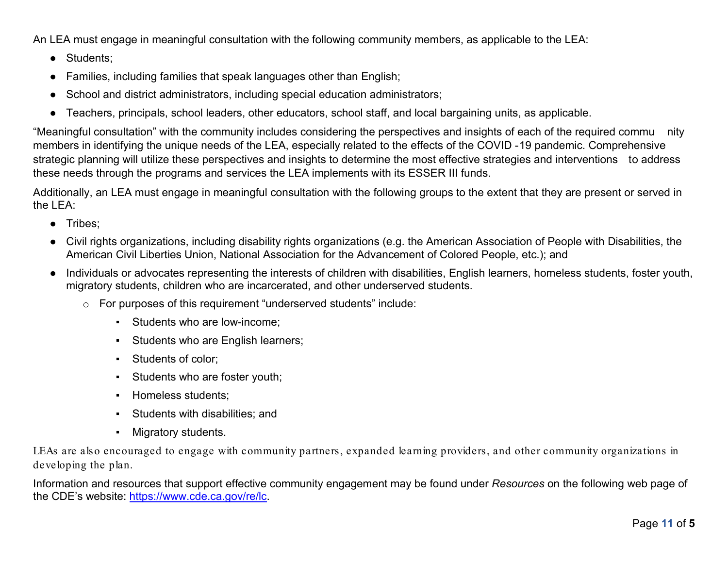An LEA must engage in meaningful consultation with the following community members, as applicable to the LEA:

- Students;
- Families, including families that speak languages other than English;
- School and district administrators, including special education administrators;
- Teachers, principals, school leaders, other educators, school staff, and local bargaining units, as applicable.

"Meaningful consultation" with the community includes considering the perspectives and insights of each of the required community members in identifying the unique needs of the LEA, especially related to the effects of the COVID-19 pandemic. Comprehensive strategic planning will utilize these perspectives and insights to determine the most effective strategies and interventions to address these needs through the programs and services the LEA implements with its ESSER III funds.

Additionally, an LEA must engage in meaningful consultation with the following groups to the extent that they are present or served in the LEA:

- Tribes;
- Civil rights organizations, including disability rights organizations (e.g. the American Association of People with Disabilities, the American Civil Liberties Union, National Association for the Advancement of Colored People, etc.); and
- Individuals or advocates representing the interests of children with disabilities, English learners, homeless students, foster youth, migratory students, children who are incarcerated, and other underserved students.
  - For purposes of this requirement "underserved students" include:
    - Students who are low-income;
    - Students who are English learners;
    - Students of color;
    - Students who are foster youth;
    - Homeless students;
    - Students with disabilities; and
    - Migratory students.

LEAs are also encouraged to engage with community partners, expanded learning providers, and other community organizations in developing the plan.

Information and resources that support effective community engagement may be found under *Resources* on the following web page of the CDE's website: https://www.cde.ca.gov/re/lc.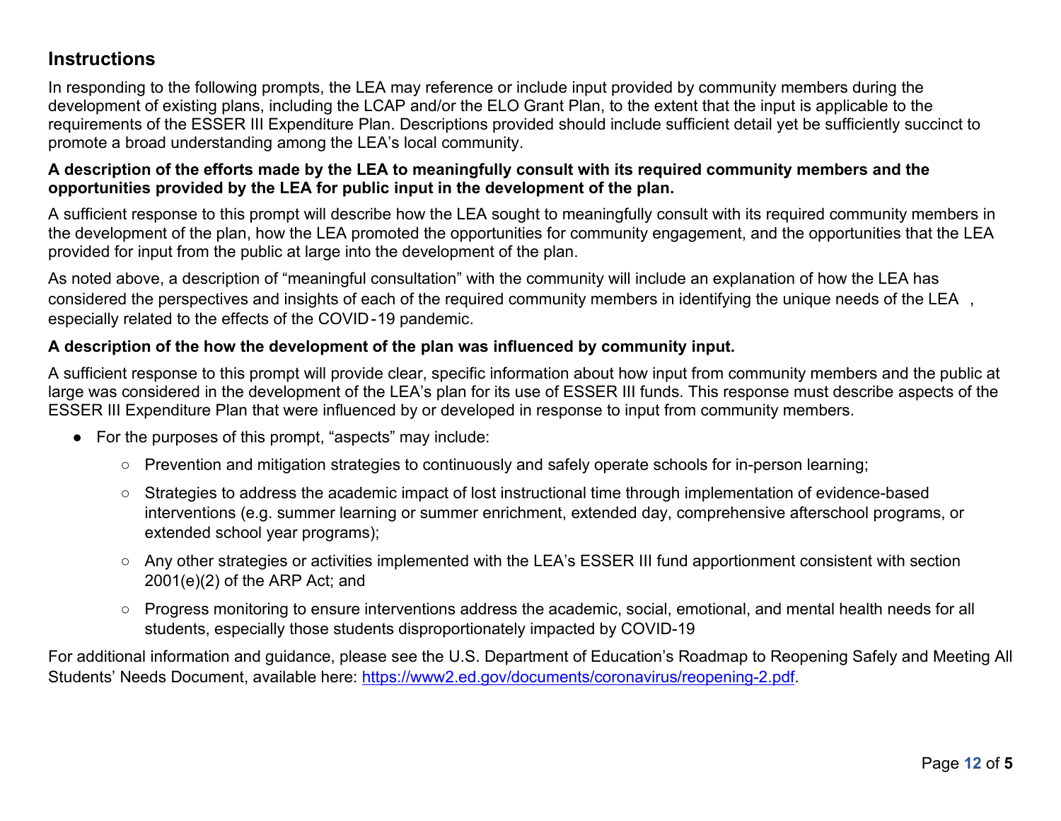## Instructions

In responding to the following prompts, the LEA may reference or include input provided by community members during the development of existing plans, including the LCAP and/or the ELO Grant Plan, to the extent that the input is applicable to the requirements of the ESSER III Expenditure Plan. Descriptions provided should include sufficient detail yet be sufficiently succinct to promote a broad understanding among the LEA's local community.

**A description of the efforts made by the LEA to meaningfully consult with its required community members and the opportunities provided by the LEA for public input in the development of the plan.**

A sufficient response to this prompt will describe how the LEA sought to meaningfully consult with its required community members in the development of the plan, how the LEA promoted the opportunities for community engagement, and the opportunities that the LEA provided for input from the public at large into the development of the plan.

As noted above, a description of "meaningful consultation" with the community will include an explanation of how the LEA has considered the perspectives and insights of each of the required community members in identifying the unique needs of the LEA , especially related to the effects of the COVID-19 pandemic.

**A description of the how the development of the plan was influenced by community input.**

A sufficient response to this prompt will provide clear, specific information about how input from community members and the public at large was considered in the development of the LEA's plan for its use of ESSER III funds. This response must describe aspects of the ESSER III Expenditure Plan that were influenced by or developed in response to input from community members.

- For the purposes of this prompt, "aspects" may include:
  - Prevention and mitigation strategies to continuously and safely operate schools for in-person learning;
  - Strategies to address the academic impact of lost instructional time through implementation of evidence-based interventions (e.g. summer learning or summer enrichment, extended day, comprehensive afterschool programs, or extended school year programs);
  - Any other strategies or activities implemented with the LEA's ESSER III fund apportionment consistent with section 2001(e)(2) of the ARP Act; and
  - Progress monitoring to ensure interventions address the academic, social, emotional, and mental health needs for all students, especially those students disproportionately impacted by COVID-19

For additional information and guidance, please see the U.S. Department of Education's Roadmap to Reopening Safely and Meeting All Students' Needs Document, available here: https://www2.ed.gov/documents/coronavirus/reopening-2.pdf.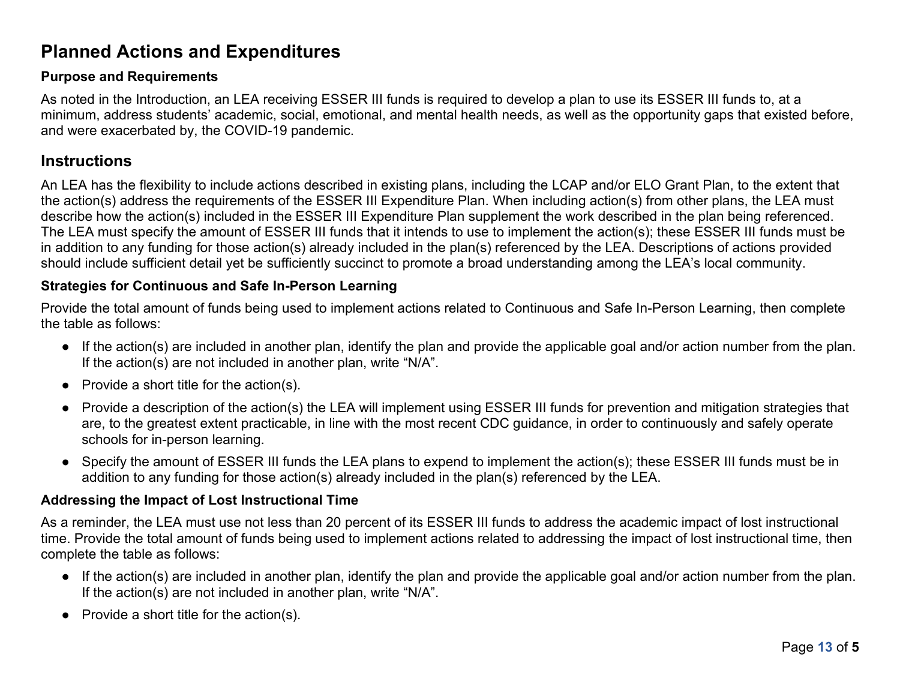## Planned Actions and Expenditures

### Purpose and Requirements

As noted in the Introduction, an LEA receiving ESSER III funds is required to develop a plan to use its ESSER III funds to, at a minimum, address students' academic, social, emotional, and mental health needs, as well as the opportunity gaps that existed before, and were exacerbated by, the COVID-19 pandemic.

## Instructions

An LEA has the flexibility to include actions described in existing plans, including the LCAP and/or ELO Grant Plan, to the extent that the action(s) address the requirements of the ESSER III Expenditure Plan. When including action(s) from other plans, the LEA must describe how the action(s) included in the ESSER III Expenditure Plan supplement the work described in the plan being referenced. The LEA must specify the amount of ESSER III funds that it intends to use to implement the action(s); these ESSER III funds must be in addition to any funding for those action(s) already included in the plan(s) referenced by the LEA. Descriptions of actions provided should include sufficient detail yet be sufficiently succinct to promote a broad understanding among the LEA's local community.

### Strategies for Continuous and Safe In-Person Learning

Provide the total amount of funds being used to implement actions related to Continuous and Safe In-Person Learning, then complete the table as follows:

- If the action(s) are included in another plan, identify the plan and provide the applicable goal and/or action number from the plan. If the action(s) are not included in another plan, write "N/A".
- Provide a short title for the action(s).
- Provide a description of the action(s) the LEA will implement using ESSER III funds for prevention and mitigation strategies that are, to the greatest extent practicable, in line with the most recent CDC guidance, in order to continuously and safely operate schools for in-person learning.
- Specify the amount of ESSER III funds the LEA plans to expend to implement the action(s); these ESSER III funds must be in addition to any funding for those action(s) already included in the plan(s) referenced by the LEA.

### Addressing the Impact of Lost Instructional Time

As a reminder, the LEA must use not less than 20 percent of its ESSER III funds to address the academic impact of lost instructional time. Provide the total amount of funds being used to implement actions related to addressing the impact of lost instructional time, then complete the table as follows:

- If the action(s) are included in another plan, identify the plan and provide the applicable goal and/or action number from the plan. If the action(s) are not included in another plan, write "N/A".
- Provide a short title for the action(s).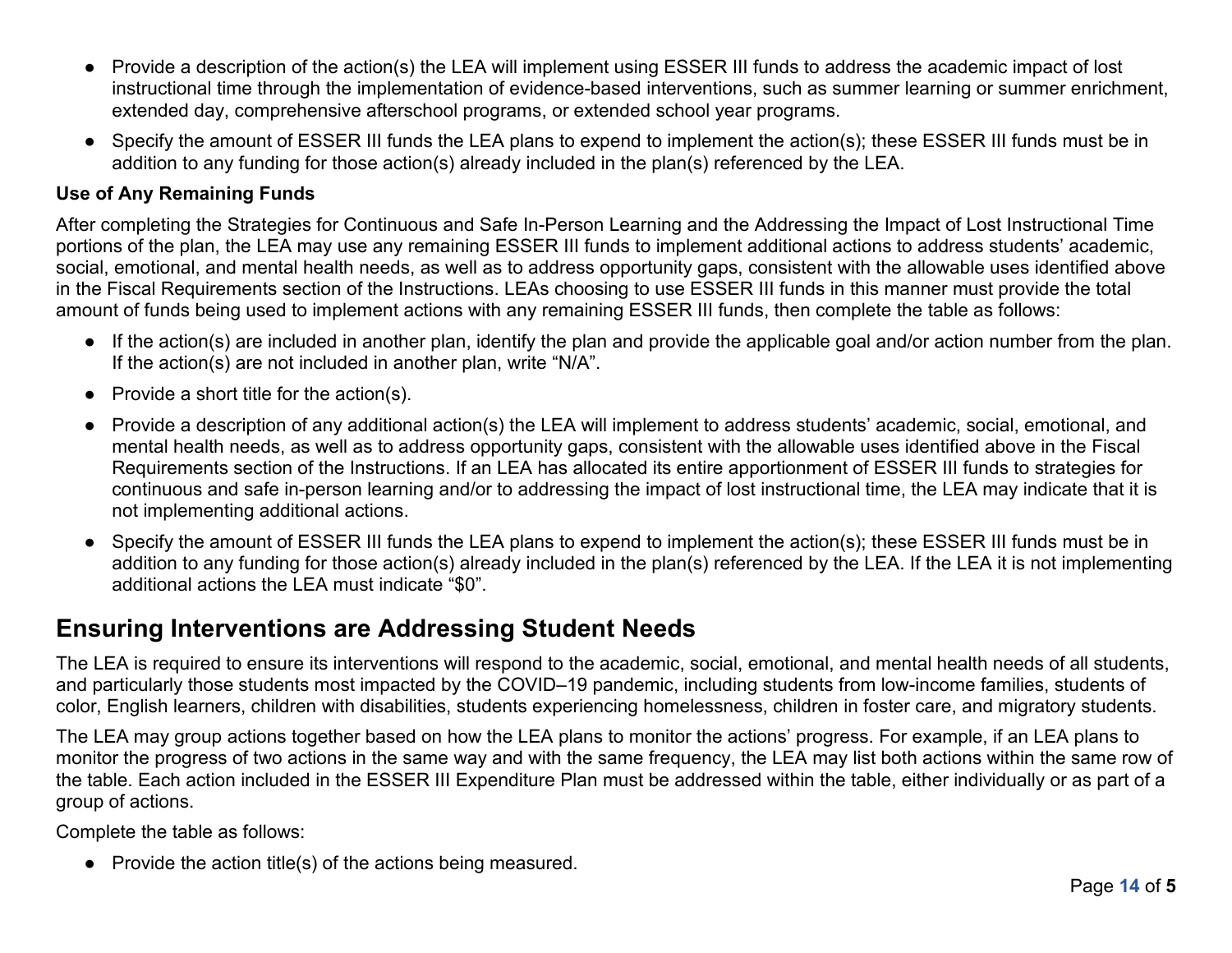- Provide a description of the action(s) the LEA will implement using ESSER III funds to address the academic impact of lost instructional time through the implementation of evidence-based interventions, such as summer learning or summer enrichment, extended day, comprehensive afterschool programs, or extended school year programs.
- Specify the amount of ESSER III funds the LEA plans to expend to implement the action(s); these ESSER III funds must be in addition to any funding for those action(s) already included in the plan(s) referenced by the LEA.

**Use of Any Remaining Funds**

After completing the Strategies for Continuous and Safe In-Person Learning and the Addressing the Impact of Lost Instructional Time portions of the plan, the LEA may use any remaining ESSER III funds to implement additional actions to address students' academic, social, emotional, and mental health needs, as well as to address opportunity gaps, consistent with the allowable uses identified above in the Fiscal Requirements section of the Instructions. LEAs choosing to use ESSER III funds in this manner must provide the total amount of funds being used to implement actions with any remaining ESSER III funds, then complete the table as follows:

- If the action(s) are included in another plan, identify the plan and provide the applicable goal and/or action number from the plan. If the action(s) are not included in another plan, write "N/A".
- Provide a short title for the action(s).
- Provide a description of any additional action(s) the LEA will implement to address students' academic, social, emotional, and mental health needs, as well as to address opportunity gaps, consistent with the allowable uses identified above in the Fiscal Requirements section of the Instructions. If an LEA has allocated its entire apportionment of ESSER III funds to strategies for continuous and safe in-person learning and/or to addressing the impact of lost instructional time, the LEA may indicate that it is not implementing additional actions.
- Specify the amount of ESSER III funds the LEA plans to expend to implement the action(s); these ESSER III funds must be in addition to any funding for those action(s) already included in the plan(s) referenced by the LEA. If the LEA it is not implementing additional actions the LEA must indicate "$0".

## Ensuring Interventions are Addressing Student Needs

The LEA is required to ensure its interventions will respond to the academic, social, emotional, and mental health needs of all students, and particularly those students most impacted by the COVID–19 pandemic, including students from low-income families, students of color, English learners, children with disabilities, students experiencing homelessness, children in foster care, and migratory students.

The LEA may group actions together based on how the LEA plans to monitor the actions' progress. For example, if an LEA plans to monitor the progress of two actions in the same way and with the same frequency, the LEA may list both actions within the same row of the table. Each action included in the ESSER III Expenditure Plan must be addressed within the table, either individually or as part of a group of actions.

Complete the table as follows:

- Provide the action title(s) of the actions being measured.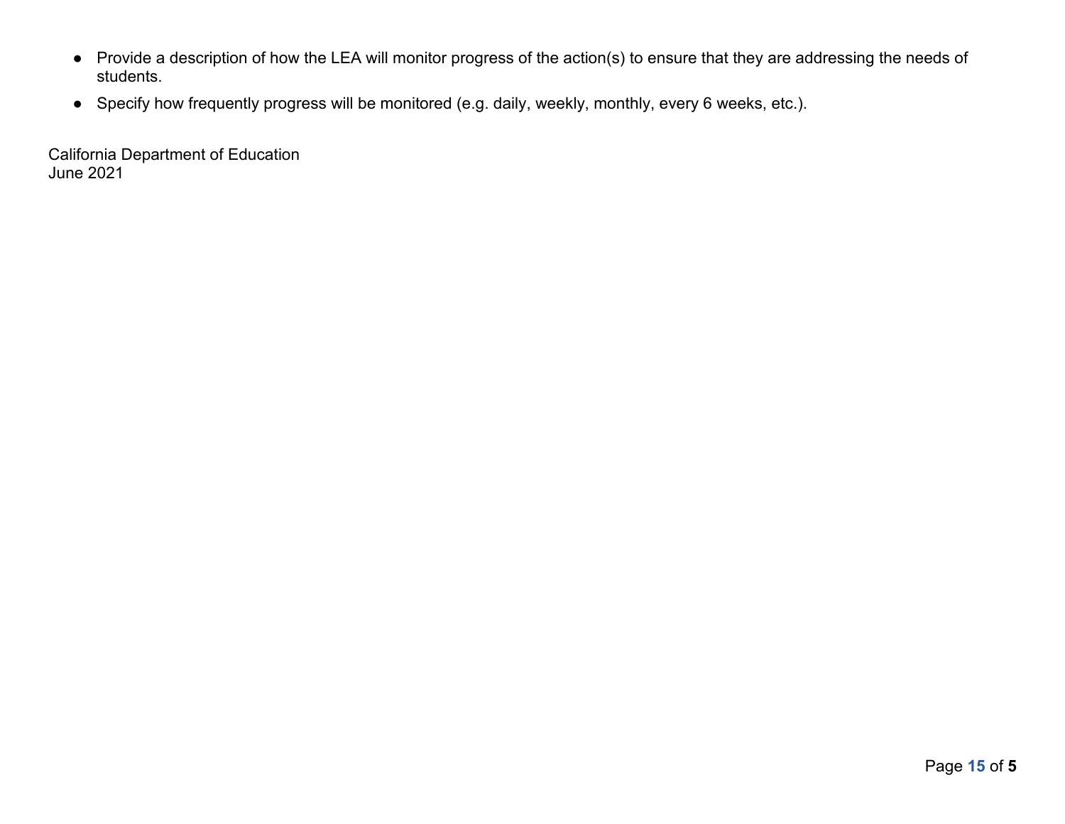- Provide a description of how the LEA will monitor progress of the action(s) to ensure that they are addressing the needs of students.
- Specify how frequently progress will be monitored (e.g. daily, weekly, monthly, every 6 weeks, etc.).

California Department of Education
June 2021